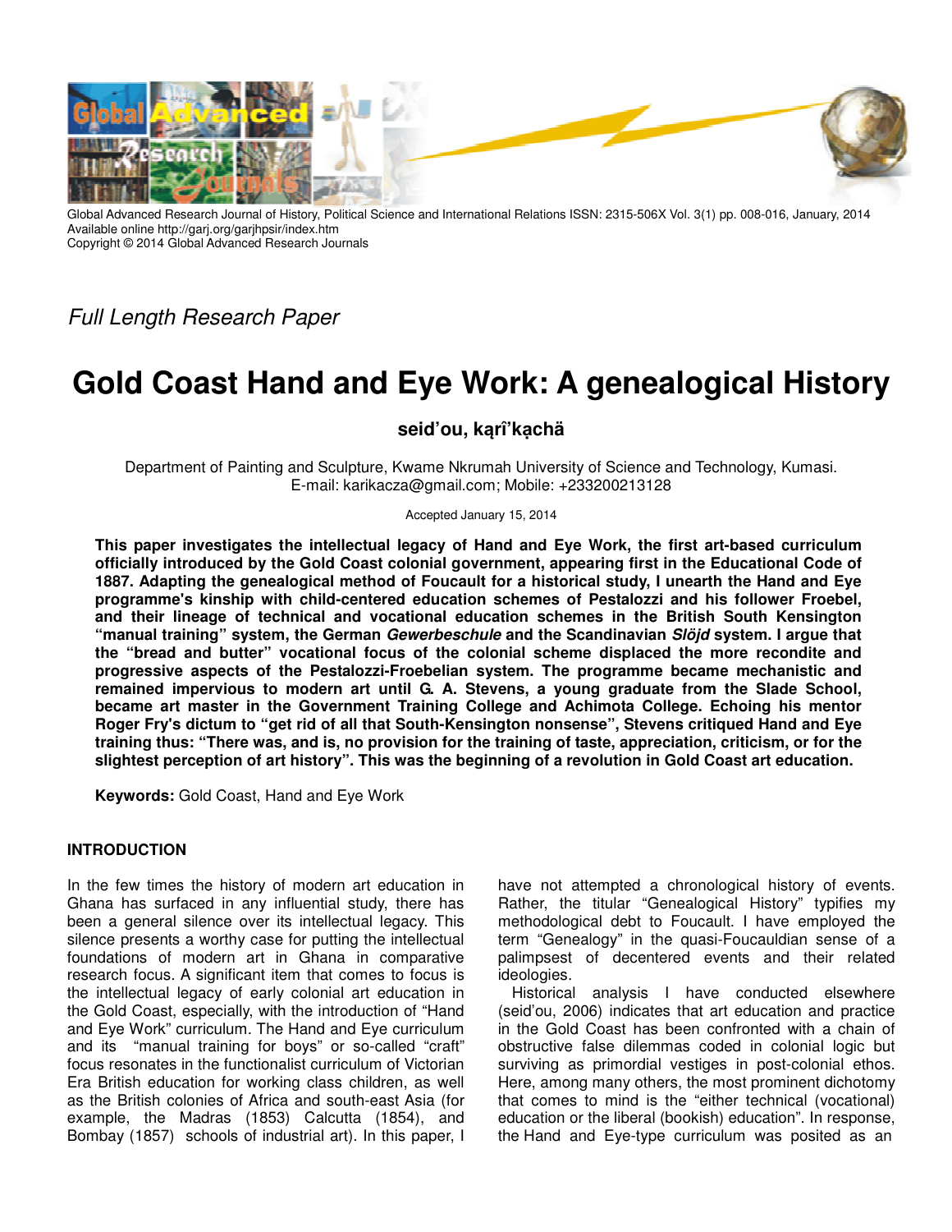Global Advanced Research Journal of History, Political Science and International Relations ISSN: 2315-506X Vol. 3(1) pp. 008-016, January, 2014
Available online http://garj.org/garjhpsir/index.htm
Copyright © 2014 Global Advanced Research Journals

*Full Length Research Paper*

# Gold Coast Hand and Eye Work: A genealogical History

**seid'ou, kạrî'kạchä**

Department of Painting and Sculpture, Kwame Nkrumah University of Science and Technology, Kumasi.
E-mail: karikacza@gmail.com; Mobile: +233200213128

Accepted January 15, 2014

**This paper investigates the intellectual legacy of Hand and Eye Work, the first art-based curriculum officially introduced by the Gold Coast colonial government, appearing first in the Educational Code of 1887. Adapting the genealogical method of Foucault for a historical study, I unearth the Hand and Eye programme's kinship with child-centered education schemes of Pestalozzi and his follower Froebel, and their lineage of technical and vocational education schemes in the British South Kensington "manual training" system, the German *Gewerbeschule* and the Scandinavian *Slöjd* system. I argue that the "bread and butter" vocational focus of the colonial scheme displaced the more recondite and progressive aspects of the Pestalozzi-Froebelian system. The programme became mechanistic and remained impervious to modern art until G. A. Stevens, a young graduate from the Slade School, became art master in the Government Training College and Achimota College. Echoing his mentor Roger Fry's dictum to "get rid of all that South-Kensington nonsense", Stevens critiqued Hand and Eye training thus: "There was, and is, no provision for the training of taste, appreciation, criticism, or for the slightest perception of art history". This was the beginning of a revolution in Gold Coast art education.**

**Keywords:** Gold Coast, Hand and Eye Work

## INTRODUCTION

In the few times the history of modern art education in Ghana has surfaced in any influential study, there has been a general silence over its intellectual legacy. This silence presents a worthy case for putting the intellectual foundations of modern art in Ghana in comparative research focus. A significant item that comes to focus is the intellectual legacy of early colonial art education in the Gold Coast, especially, with the introduction of "Hand and Eye Work" curriculum. The Hand and Eye curriculum and its "manual training for boys" or so-called "craft" focus resonates in the functionalist curriculum of Victorian Era British education for working class children, as well as the British colonies of Africa and south-east Asia (for example, the Madras (1853) Calcutta (1854), and Bombay (1857) schools of industrial art). In this paper, I have not attempted a chronological history of events. Rather, the titular "Genealogical History" typifies my methodological debt to Foucault. I have employed the term "Genealogy" in the quasi-Foucauldian sense of a palimpsest of decentered events and their related ideologies.

Historical analysis I have conducted elsewhere (seid'ou, 2006) indicates that art education and practice in the Gold Coast has been confronted with a chain of obstructive false dilemmas coded in colonial logic but surviving as primordial vestiges in post-colonial ethos. Here, among many others, the most prominent dichotomy that comes to mind is the "either technical (vocational) education or the liberal (bookish) education". In response, the Hand and Eye-type curriculum was posited as an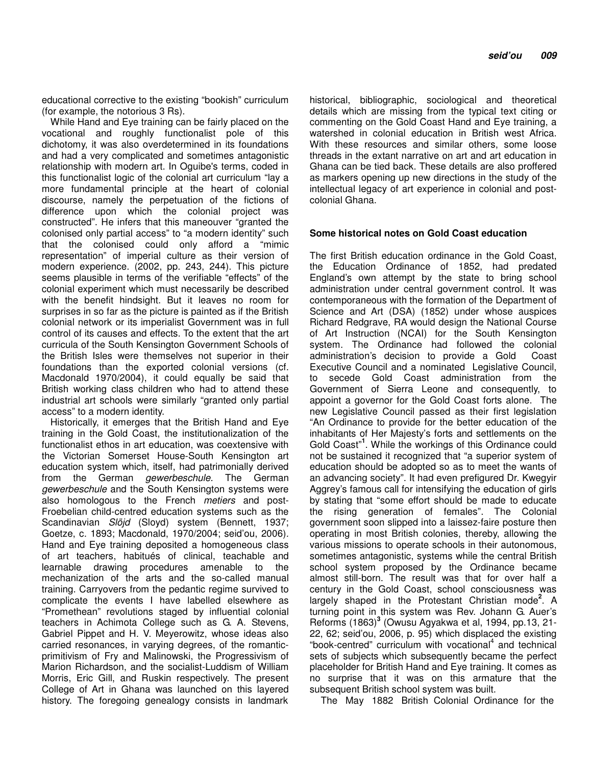educational corrective to the existing "bookish" curriculum (for example, the notorious 3 Rs).

While Hand and Eye training can be fairly placed on the vocational and roughly functionalist pole of this dichotomy, it was also overdetermined in its foundations and had a very complicated and sometimes antagonistic relationship with modern art. In Oguibe's terms, coded in this functionalist logic of the colonial art curriculum "lay a more fundamental principle at the heart of colonial discourse, namely the perpetuation of the fictions of difference upon which the colonial project was constructed". He infers that this maneouver "granted the colonised only partial access" to "a modern identity" such that the colonised could only afford a "mimic representation" of imperial culture as their version of modern experience. (2002, pp. 243, 244). This picture seems plausible in terms of the verifiable "effects" of the colonial experiment which must necessarily be described with the benefit hindsight. But it leaves no room for surprises in so far as the picture is painted as if the British colonial network or its imperialist Government was in full control of its causes and effects. To the extent that the art curricula of the South Kensington Government Schools of the British Isles were themselves not superior in their foundations than the exported colonial versions (cf. Macdonald 1970/2004), it could equally be said that British working class children who had to attend these industrial art schools were similarly "granted only partial access" to a modern identity.

Historically, it emerges that the British Hand and Eye training in the Gold Coast, the institutionalization of the functionalist ethos in art education, was coextensive with the Victorian Somerset House-South Kensington art education system which, itself, had patrimonially derived from the German *gewerbeschule.* The German *gewerbeschule* and the South Kensington systems were also homologous to the French *metiers* and post-Froebelian child-centred education systems such as the Scandinavian *Slöjd* (Sloyd) system (Bennett, 1937; Goetze, c. 1893; Macdonald, 1970/2004; seid'ou, 2006). Hand and Eye training deposited a homogeneous class of art teachers, habitués of clinical, teachable and learnable drawing procedures amenable to the mechanization of the arts and the so-called manual training. Carryovers from the pedantic regime survived to complicate the events I have labelled elsewhere as "Promethean" revolutions staged by influential colonial teachers in Achimota College such as G. A. Stevens, Gabriel Pippet and H. V. Meyerowitz, whose ideas also carried resonances, in varying degrees, of the romantic-primitivism of Fry and Malinowski, the Progressivism of Marion Richardson, and the socialist-Luddism of William Morris, Eric Gill, and Ruskin respectively. The present College of Art in Ghana was launched on this layered history. The foregoing genealogy consists in landmark historical, bibliographic, sociological and theoretical details which are missing from the typical text citing or commenting on the Gold Coast Hand and Eye training, a watershed in colonial education in British west Africa. With these resources and similar others, some loose threads in the extant narrative on art and art education in Ghana can be tied back. These details are also proffered as markers opening up new directions in the study of the intellectual legacy of art experience in colonial and post-colonial Ghana.

## Some historical notes on Gold Coast education

The first British education ordinance in the Gold Coast, the Education Ordinance of 1852, had predated England's own attempt by the state to bring school administration under central government control. It was contemporaneous with the formation of the Department of Science and Art (DSA) (1852) under whose auspices Richard Redgrave, RA would design the National Course of Art Instruction (NCAI) for the South Kensington system. The Ordinance had followed the colonial administration's decision to provide a Gold Coast Executive Council and a nominated Legislative Council, to secede Gold Coast administration from the Government of Sierra Leone and consequently, to appoint a governor for the Gold Coast forts alone. The new Legislative Council passed as their first legislation "An Ordinance to provide for the better education of the inhabitants of Her Majesty's forts and settlements on the Gold Coast"[1]. While the workings of this Ordinance could not be sustained it recognized that "a superior system of education should be adopted so as to meet the wants of an advancing society". It had even prefigured Dr. Kwegyir Aggrey's famous call for intensifying the education of girls by stating that "some effort should be made to educate the rising generation of females". The Colonial government soon slipped into a laissez-faire posture then operating in most British colonies, thereby, allowing the various missions to operate schools in their autonomous, sometimes antagonistic, systems while the central British school system proposed by the Ordinance became almost still-born. The result was that for over half a century in the Gold Coast, school consciousness was largely shaped in the Protestant Christian mode[2]. A turning point in this system was Rev. Johann G. Auer's Reforms (1863)[3] (Owusu Agyakwa et al, 1994, pp.13, 21-22, 62; seid'ou, 2006, p. 95) which displaced the existing "book-centred" curriculum with vocational[4] and technical sets of subjects which subsequently became the perfect placeholder for British Hand and Eye training. It comes as no surprise that it was on this armature that the subsequent British school system was built.

The May 1882 British Colonial Ordinance for the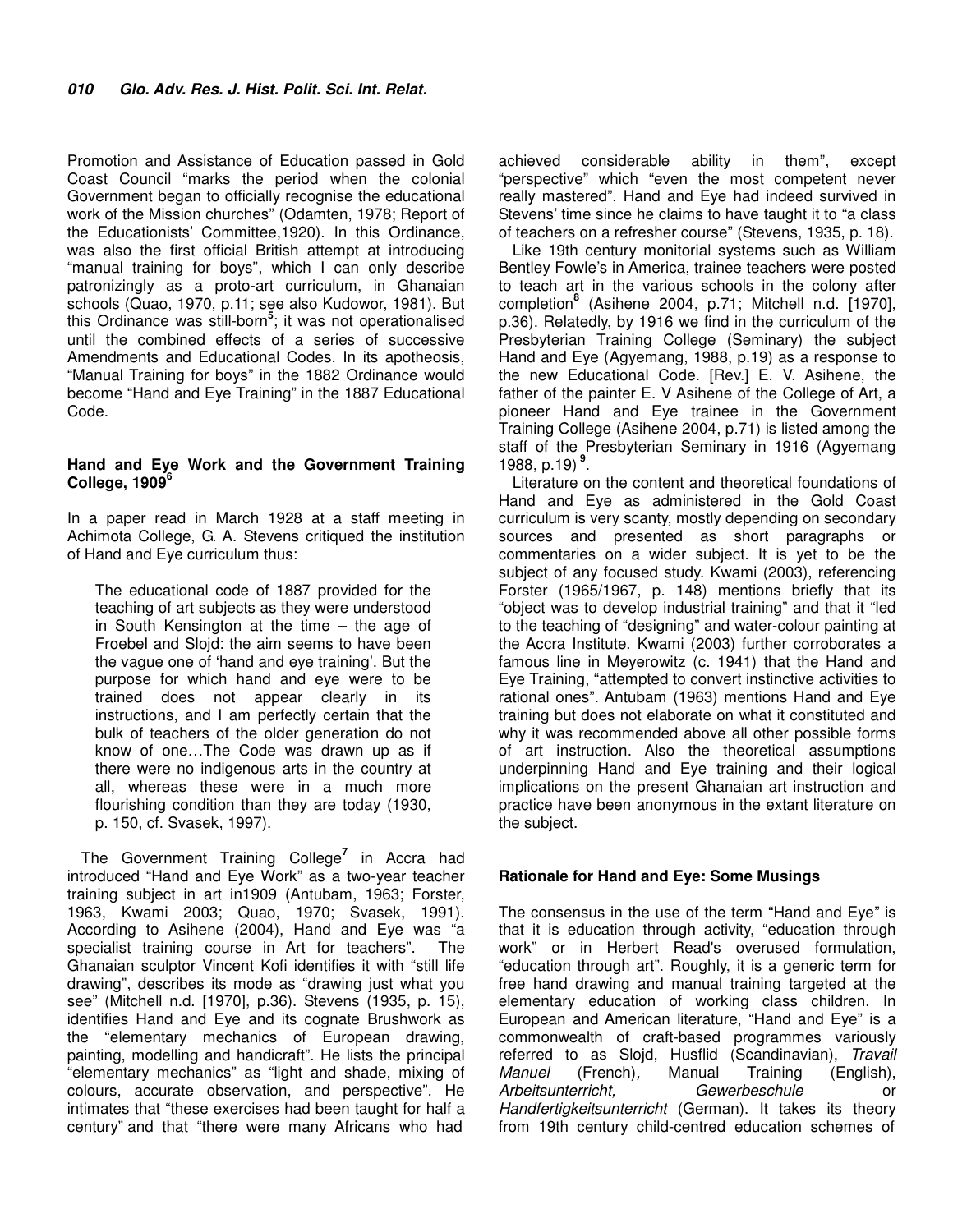Promotion and Assistance of Education passed in Gold Coast Council "marks the period when the colonial Government began to officially recognise the educational work of the Mission churches" (Odamten, 1978; Report of the Educationists' Committee,1920). In this Ordinance, was also the first official British attempt at introducing "manual training for boys", which I can only describe patronizingly as a proto-art curriculum, in Ghanaian schools (Quao, 1970, p.11; see also Kudowor, 1981). But this Ordinance was still-born[5]; it was not operationalised until the combined effects of a series of successive Amendments and Educational Codes. In its apotheosis, "Manual Training for boys" in the 1882 Ordinance would become "Hand and Eye Training" in the 1887 Educational Code.

### Hand and Eye Work and the Government Training College, 1909[6]

In a paper read in March 1928 at a staff meeting in Achimota College, G. A. Stevens critiqued the institution of Hand and Eye curriculum thus:

> The educational code of 1887 provided for the teaching of art subjects as they were understood in South Kensington at the time – the age of Froebel and Slojd: the aim seems to have been the vague one of 'hand and eye training'. But the purpose for which hand and eye were to be trained does not appear clearly in its instructions, and I am perfectly certain that the bulk of teachers of the older generation do not know of one…The Code was drawn up as if there were no indigenous arts in the country at all, whereas these were in a much more flourishing condition than they are today (1930, p. 150, cf. Svasek, 1997).

The Government Training College[7] in Accra had introduced "Hand and Eye Work" as a two-year teacher training subject in art in1909 (Antubam, 1963; Forster, 1963, Kwami 2003; Quao, 1970; Svasek, 1991). According to Asihene (2004), Hand and Eye was "a specialist training course in Art for teachers". The Ghanaian sculptor Vincent Kofi identifies it with "still life drawing", describes its mode as "drawing just what you see" (Mitchell n.d. [1970], p.36). Stevens (1935, p. 15), identifies Hand and Eye and its cognate Brushwork as the "elementary mechanics of European drawing, painting, modelling and handicraft". He lists the principal "elementary mechanics" as "light and shade, mixing of colours, accurate observation, and perspective". He intimates that "these exercises had been taught for half a century" and that "there were many Africans who had achieved considerable ability in them", except "perspective" which "even the most competent never really mastered". Hand and Eye had indeed survived in Stevens' time since he claims to have taught it to "a class of teachers on a refresher course" (Stevens, 1935, p. 18).

Like 19th century monitorial systems such as William Bentley Fowle's in America, trainee teachers were posted to teach art in the various schools in the colony after completion[8] (Asihene 2004, p.71; Mitchell n.d. [1970], p.36). Relatedly, by 1916 we find in the curriculum of the Presbyterian Training College (Seminary) the subject Hand and Eye (Agyemang, 1988, p.19) as a response to the new Educational Code. [Rev.] E. V. Asihene, the father of the painter E. V Asihene of the College of Art, a pioneer Hand and Eye trainee in the Government Training College (Asihene 2004, p.71) is listed among the staff of the Presbyterian Seminary in 1916 (Agyemang 1988, p.19)[9].

Literature on the content and theoretical foundations of Hand and Eye as administered in the Gold Coast curriculum is very scanty, mostly depending on secondary sources and presented as short paragraphs or commentaries on a wider subject. It is yet to be the subject of any focused study. Kwami (2003), referencing Forster (1965/1967, p. 148) mentions briefly that its "object was to develop industrial training" and that it "led to the teaching of "designing" and water-colour painting at the Accra Institute. Kwami (2003) further corroborates a famous line in Meyerowitz (c. 1941) that the Hand and Eye Training, "attempted to convert instinctive activities to rational ones". Antubam (1963) mentions Hand and Eye training but does not elaborate on what it constituted and why it was recommended above all other possible forms of art instruction. Also the theoretical assumptions underpinning Hand and Eye training and their logical implications on the present Ghanaian art instruction and practice have been anonymous in the extant literature on the subject.

### Rationale for Hand and Eye: Some Musings

The consensus in the use of the term "Hand and Eye" is that it is education through activity, "education through work" or in Herbert Read's overused formulation, "education through art". Roughly, it is a generic term for free hand drawing and manual training targeted at the elementary education of working class children. In European and American literature, "Hand and Eye" is a commonwealth of craft-based programmes variously referred to as Slojd, Husflid (Scandinavian), *Travail Manuel* (French), Manual Training (English), *Arbeitsunterricht, Gewerbeschule* or *Handfertigkeitsunterricht* (German). It takes its theory from 19th century child-centred education schemes of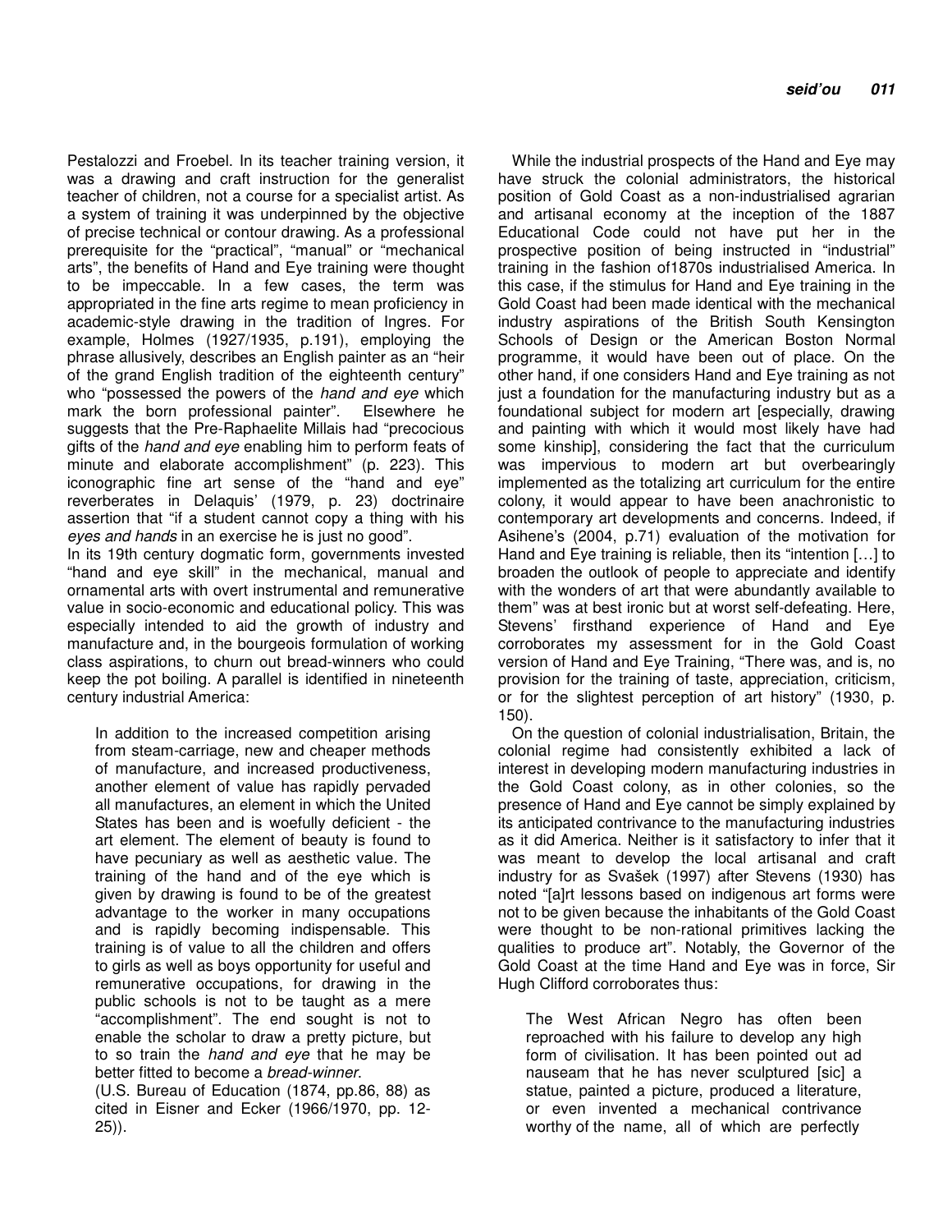Pestalozzi and Froebel. In its teacher training version, it was a drawing and craft instruction for the generalist teacher of children, not a course for a specialist artist. As a system of training it was underpinned by the objective of precise technical or contour drawing. As a professional prerequisite for the "practical", "manual" or "mechanical arts", the benefits of Hand and Eye training were thought to be impeccable. In a few cases, the term was appropriated in the fine arts regime to mean proficiency in academic-style drawing in the tradition of Ingres. For example, Holmes (1927/1935, p.191), employing the phrase allusively, describes an English painter as an "heir of the grand English tradition of the eighteenth century" who "possessed the powers of the *hand and eye* which mark the born professional painter". Elsewhere he suggests that the Pre-Raphaelite Millais had "precocious gifts of the *hand and eye* enabling him to perform feats of minute and elaborate accomplishment" (p. 223). This iconographic fine art sense of the "hand and eye" reverberates in Delaquis' (1979, p. 23) doctrinaire assertion that "if a student cannot copy a thing with his *eyes and hands* in an exercise he is just no good".

In its 19th century dogmatic form, governments invested "hand and eye skill" in the mechanical, manual and ornamental arts with overt instrumental and remunerative value in socio-economic and educational policy. This was especially intended to aid the growth of industry and manufacture and, in the bourgeois formulation of working class aspirations, to churn out bread-winners who could keep the pot boiling. A parallel is identified in nineteenth century industrial America:

> In addition to the increased competition arising from steam-carriage, new and cheaper methods of manufacture, and increased productiveness, another element of value has rapidly pervaded all manufactures, an element in which the United States has been and is woefully deficient - the art element. The element of beauty is found to have pecuniary as well as aesthetic value. The training of the hand and of the eye which is given by drawing is found to be of the greatest advantage to the worker in many occupations and is rapidly becoming indispensable. This training is of value to all the children and offers to girls as well as boys opportunity for useful and remunerative occupations, for drawing in the public schools is not to be taught as a mere "accomplishment". The end sought is not to enable the scholar to draw a pretty picture, but to so train the *hand and eye* that he may be better fitted to become a *bread-winner*.
>
> (U.S. Bureau of Education (1874, pp.86, 88) as cited in Eisner and Ecker (1966/1970, pp. 12-25)).

While the industrial prospects of the Hand and Eye may have struck the colonial administrators, the historical position of Gold Coast as a non-industrialised agrarian and artisanal economy at the inception of the 1887 Educational Code could not have put her in the prospective position of being instructed in "industrial" training in the fashion of1870s industrialised America. In this case, if the stimulus for Hand and Eye training in the Gold Coast had been made identical with the mechanical industry aspirations of the British South Kensington Schools of Design or the American Boston Normal programme, it would have been out of place. On the other hand, if one considers Hand and Eye training as not just a foundation for the manufacturing industry but as a foundational subject for modern art [especially, drawing and painting with which it would most likely have had some kinship], considering the fact that the curriculum was impervious to modern art but overbearingly implemented as the totalizing art curriculum for the entire colony, it would appear to have been anachronistic to contemporary art developments and concerns. Indeed, if Asihene's (2004, p.71) evaluation of the motivation for Hand and Eye training is reliable, then its "intention […] to broaden the outlook of people to appreciate and identify with the wonders of art that were abundantly available to them" was at best ironic but at worst self-defeating. Here, Stevens' firsthand experience of Hand and Eye corroborates my assessment for in the Gold Coast version of Hand and Eye Training, "There was, and is, no provision for the training of taste, appreciation, criticism, or for the slightest perception of art history" (1930, p. 150).

On the question of colonial industrialisation, Britain, the colonial regime had consistently exhibited a lack of interest in developing modern manufacturing industries in the Gold Coast colony, as in other colonies, so the presence of Hand and Eye cannot be simply explained by its anticipated contrivance to the manufacturing industries as it did America. Neither is it satisfactory to infer that it was meant to develop the local artisanal and craft industry for as Svašek (1997) after Stevens (1930) has noted "[a]rt lessons based on indigenous art forms were not to be given because the inhabitants of the Gold Coast were thought to be non-rational primitives lacking the qualities to produce art". Notably, the Governor of the Gold Coast at the time Hand and Eye was in force, Sir Hugh Clifford corroborates thus:

> The West African Negro has often been reproached with his failure to develop any high form of civilisation. It has been pointed out ad nauseam that he has never sculptured [sic] a statue, painted a picture, produced a literature, or even invented a mechanical contrivance worthy of the name, all of which are perfectly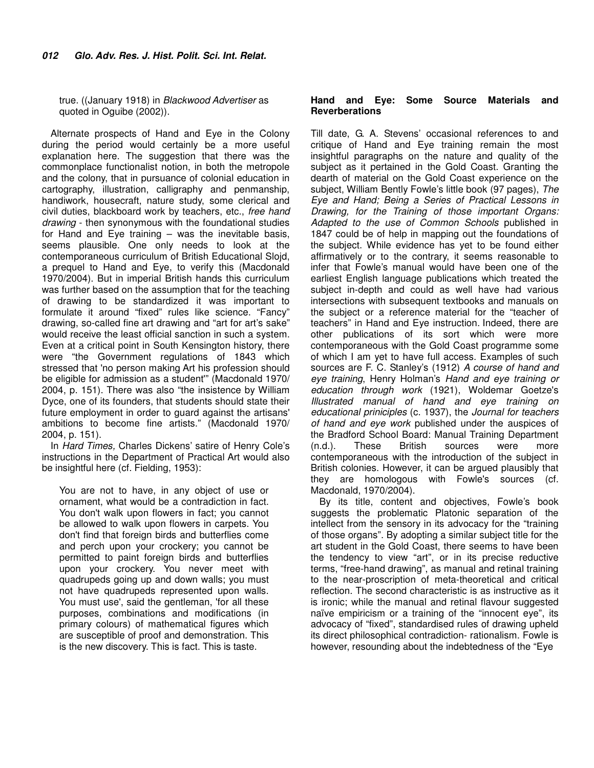true. ((January 1918) in *Blackwood Advertiser* as quoted in Oguibe (2002)).

Alternate prospects of Hand and Eye in the Colony during the period would certainly be a more useful explanation here. The suggestion that there was the commonplace functionalist notion, in both the metropole and the colony, that in pursuance of colonial education in cartography, illustration, calligraphy and penmanship, handiwork, housecraft, nature study, some clerical and civil duties, blackboard work by teachers, etc., *free hand drawing* - then synonymous with the foundational studies for Hand and Eye training – was the inevitable basis, seems plausible. One only needs to look at the contemporaneous curriculum of British Educational Slojd, a prequel to Hand and Eye, to verify this (Macdonald 1970/2004). But in imperial British hands this curriculum was further based on the assumption that for the teaching of drawing to be standardized it was important to formulate it around "fixed" rules like science. "Fancy" drawing, so-called fine art drawing and "art for art's sake" would receive the least official sanction in such a system. Even at a critical point in South Kensington history, there were "the Government regulations of 1843 which stressed that 'no person making Art his profession should be eligible for admission as a student'" (Macdonald 1970/ 2004, p. 151). There was also "the insistence by William Dyce, one of its founders, that students should state their future employment in order to guard against the artisans' ambitions to become fine artists." (Macdonald 1970/ 2004, p. 151).

In *Hard Times,* Charles Dickens' satire of Henry Cole's instructions in the Department of Practical Art would also be insightful here (cf. Fielding, 1953):

> You are not to have, in any object of use or ornament, what would be a contradiction in fact. You don't walk upon flowers in fact; you cannot be allowed to walk upon flowers in carpets. You don't find that foreign birds and butterflies come and perch upon your crockery; you cannot be permitted to paint foreign birds and butterflies upon your crockery. You never meet with quadrupeds going up and down walls; you must not have quadrupeds represented upon walls. You must use', said the gentleman, 'for all these purposes, combinations and modifications (in primary colours) of mathematical figures which are susceptible of proof and demonstration. This is the new discovery. This is fact. This is taste.

## Hand and Eye: Some Source Materials and Reverberations

Till date, G. A. Stevens' occasional references to and critique of Hand and Eye training remain the most insightful paragraphs on the nature and quality of the subject as it pertained in the Gold Coast. Granting the dearth of material on the Gold Coast experience on the subject, William Bently Fowle's little book (97 pages), *The Eye and Hand; Being a Series of Practical Lessons in Drawing, for the Training of those important Organs: Adapted to the use of Common Schools* published in 1847 could be of help in mapping out the foundations of the subject. While evidence has yet to be found either affirmatively or to the contrary, it seems reasonable to infer that Fowle's manual would have been one of the earliest English language publications which treated the subject in-depth and could as well have had various intersections with subsequent textbooks and manuals on the subject or a reference material for the "teacher of teachers" in Hand and Eye instruction. Indeed, there are other publications of its sort which were more contemporaneous with the Gold Coast programme some of which I am yet to have full access. Examples of such sources are F. C. Stanley's (1912) *A course of hand and eye training*, Henry Holman's *Hand and eye training or education through work* (1921), Woldemar Goetze's *Illustrated manual of hand and eye training on educational priniciples* (c. 1937), the *Journal for teachers of hand and eye work* published under the auspices of the Bradford School Board: Manual Training Department (n.d.). These British sources were more contemporaneous with the introduction of the subject in British colonies. However, it can be argued plausibly that they are homologous with Fowle's sources (cf. Macdonald, 1970/2004).

By its title, content and objectives, Fowle's book suggests the problematic Platonic separation of the intellect from the sensory in its advocacy for the "training of those organs". By adopting a similar subject title for the art student in the Gold Coast, there seems to have been the tendency to view "art", or in its precise reductive terms, "free-hand drawing", as manual and retinal training to the near-proscription of meta-theoretical and critical reflection. The second characteristic is as instructive as it is ironic; while the manual and retinal flavour suggested naïve empiricism or a training of the "innocent eye", its advocacy of "fixed", standardised rules of drawing upheld its direct philosophical contradiction- rationalism. Fowle is however, resounding about the indebtedness of the "Eye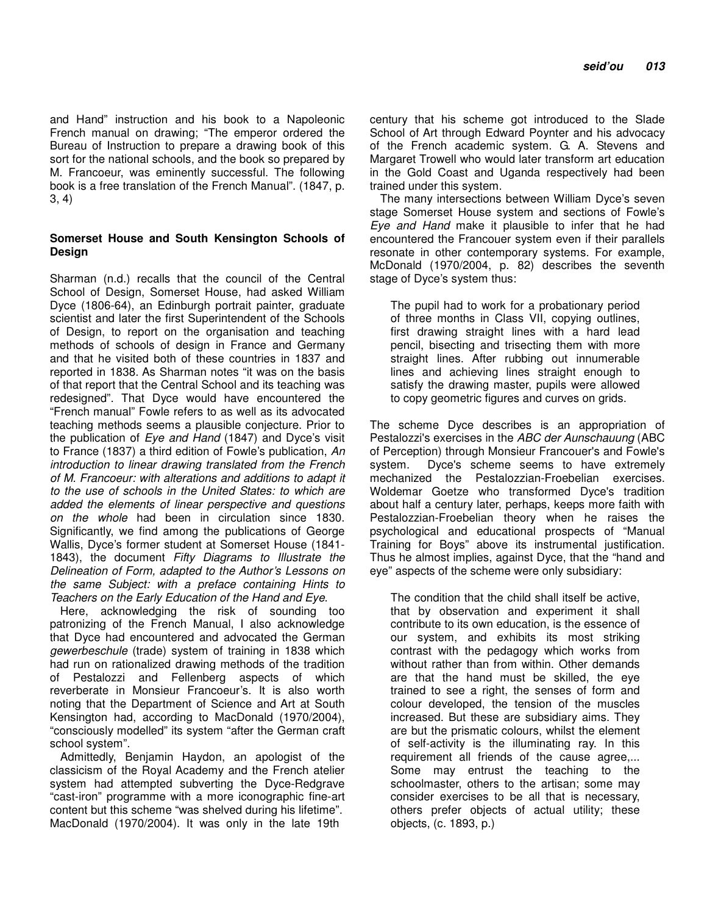and Hand" instruction and his book to a Napoleonic French manual on drawing; "The emperor ordered the Bureau of Instruction to prepare a drawing book of this sort for the national schools, and the book so prepared by M. Francoeur, was eminently successful. The following book is a free translation of the French Manual". (1847, p. 3, 4)

### Somerset House and South Kensington Schools of Design

Sharman (n.d.) recalls that the council of the Central School of Design, Somerset House, had asked William Dyce (1806-64), an Edinburgh portrait painter, graduate scientist and later the first Superintendent of the Schools of Design, to report on the organisation and teaching methods of schools of design in France and Germany and that he visited both of these countries in 1837 and reported in 1838. As Sharman notes "it was on the basis of that report that the Central School and its teaching was redesigned". That Dyce would have encountered the "French manual" Fowle refers to as well as its advocated teaching methods seems a plausible conjecture. Prior to the publication of *Eye and Hand* (1847) and Dyce's visit to France (1837) a third edition of Fowle's publication, *An introduction to linear drawing translated from the French of M. Francoeur: with alterations and additions to adapt it to the use of schools in the United States: to which are added the elements of linear perspective and questions on the whole* had been in circulation since 1830. Significantly, we find among the publications of George Wallis, Dyce's former student at Somerset House (1841-1843), the document *Fifty Diagrams to Illustrate the Delineation of Form, adapted to the Author's Lessons on the same Subject: with a preface containing Hints to Teachers on the Early Education of the Hand and Eye*.

Here, acknowledging the risk of sounding too patronizing of the French Manual, I also acknowledge that Dyce had encountered and advocated the German *gewerbeschule* (trade) system of training in 1838 which had run on rationalized drawing methods of the tradition of Pestalozzi and Fellenberg aspects of which reverberate in Monsieur Francoeur's. It is also worth noting that the Department of Science and Art at South Kensington had, according to MacDonald (1970/2004), "consciously modelled" its system "after the German craft school system".

Admittedly, Benjamin Haydon, an apologist of the classicism of the Royal Academy and the French atelier system had attempted subverting the Dyce-Redgrave "cast-iron" programme with a more iconographic fine-art content but this scheme "was shelved during his lifetime". MacDonald (1970/2004). It was only in the late 19th century that his scheme got introduced to the Slade School of Art through Edward Poynter and his advocacy of the French academic system. G. A. Stevens and Margaret Trowell who would later transform art education in the Gold Coast and Uganda respectively had been trained under this system.

The many intersections between William Dyce's seven stage Somerset House system and sections of Fowle's *Eye and Hand* make it plausible to infer that he had encountered the Francouer system even if their parallels resonate in other contemporary systems. For example, McDonald (1970/2004, p. 82) describes the seventh stage of Dyce's system thus:

> The pupil had to work for a probationary period of three months in Class VII, copying outlines, first drawing straight lines with a hard lead pencil, bisecting and trisecting them with more straight lines. After rubbing out innumerable lines and achieving lines straight enough to satisfy the drawing master, pupils were allowed to copy geometric figures and curves on grids.

The scheme Dyce describes is an appropriation of Pestalozzi's exercises in the *ABC der Aunschauung* (ABC of Perception) through Monsieur Francouer's and Fowle's system. Dyce's scheme seems to have extremely mechanized the Pestalozzian-Froebelian exercises. Woldemar Goetze who transformed Dyce's tradition about half a century later, perhaps, keeps more faith with Pestalozzian-Froebelian theory when he raises the psychological and educational prospects of "Manual Training for Boys" above its instrumental justification. Thus he almost implies, against Dyce, that the "hand and eye" aspects of the scheme were only subsidiary:

> The condition that the child shall itself be active, that by observation and experiment it shall contribute to its own education, is the essence of our system, and exhibits its most striking contrast with the pedagogy which works from without rather than from within. Other demands are that the hand must be skilled, the eye trained to see a right, the senses of form and colour developed, the tension of the muscles increased. But these are subsidiary aims. They are but the prismatic colours, whilst the element of self-activity is the illuminating ray. In this requirement all friends of the cause agree,... Some may entrust the teaching to the schoolmaster, others to the artisan; some may consider exercises to be all that is necessary, others prefer objects of actual utility; these objects, (c. 1893, p.)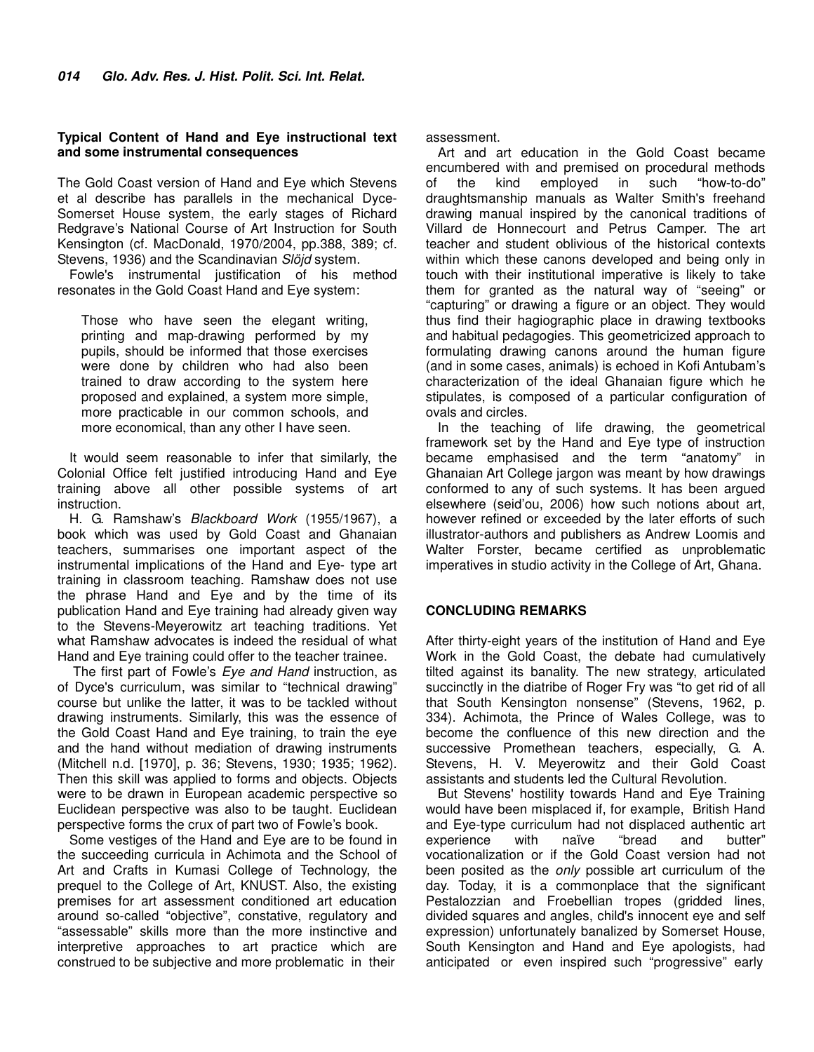### Typical Content of Hand and Eye instructional text and some instrumental consequences

The Gold Coast version of Hand and Eye which Stevens et al describe has parallels in the mechanical Dyce-Somerset House system, the early stages of Richard Redgrave's National Course of Art Instruction for South Kensington (cf. MacDonald, 1970/2004, pp.388, 389; cf. Stevens, 1936) and the Scandinavian *Slöjd* system.

Fowle's instrumental justification of his method resonates in the Gold Coast Hand and Eye system:

> Those who have seen the elegant writing, printing and map-drawing performed by my pupils, should be informed that those exercises were done by children who had also been trained to draw according to the system here proposed and explained, a system more simple, more practicable in our common schools, and more economical, than any other I have seen.

It would seem reasonable to infer that similarly, the Colonial Office felt justified introducing Hand and Eye training above all other possible systems of art instruction.

H. G. Ramshaw's *Blackboard Work* (1955/1967), a book which was used by Gold Coast and Ghanaian teachers, summarises one important aspect of the instrumental implications of the Hand and Eye- type art training in classroom teaching. Ramshaw does not use the phrase Hand and Eye and by the time of its publication Hand and Eye training had already given way to the Stevens-Meyerowitz art teaching traditions. Yet what Ramshaw advocates is indeed the residual of what Hand and Eye training could offer to the teacher trainee.

The first part of Fowle's *Eye and Hand* instruction, as of Dyce's curriculum, was similar to "technical drawing" course but unlike the latter, it was to be tackled without drawing instruments. Similarly, this was the essence of the Gold Coast Hand and Eye training, to train the eye and the hand without mediation of drawing instruments (Mitchell n.d. [1970], p. 36; Stevens, 1930; 1935; 1962). Then this skill was applied to forms and objects. Objects were to be drawn in European academic perspective so Euclidean perspective was also to be taught. Euclidean perspective forms the crux of part two of Fowle's book.

Some vestiges of the Hand and Eye are to be found in the succeeding curricula in Achimota and the School of Art and Crafts in Kumasi College of Technology, the prequel to the College of Art, KNUST. Also, the existing premises for art assessment conditioned art education around so-called "objective", constative, regulatory and "assessable" skills more than the more instinctive and interpretive approaches to art practice which are construed to be subjective and more problematic in their assessment.

Art and art education in the Gold Coast became encumbered with and premised on procedural methods of the kind employed in such "how-to-do" draughtsmanship manuals as Walter Smith's freehand drawing manual inspired by the canonical traditions of Villard de Honnecourt and Petrus Camper. The art teacher and student oblivious of the historical contexts within which these canons developed and being only in touch with their institutional imperative is likely to take them for granted as the natural way of "seeing" or "capturing" or drawing a figure or an object. They would thus find their hagiographic place in drawing textbooks and habitual pedagogies. This geometricized approach to formulating drawing canons around the human figure (and in some cases, animals) is echoed in Kofi Antubam's characterization of the ideal Ghanaian figure which he stipulates, is composed of a particular configuration of ovals and circles.

In the teaching of life drawing, the geometrical framework set by the Hand and Eye type of instruction became emphasised and the term "anatomy" in Ghanaian Art College jargon was meant by how drawings conformed to any of such systems. It has been argued elsewhere (seid'ou, 2006) how such notions about art, however refined or exceeded by the later efforts of such illustrator-authors and publishers as Andrew Loomis and Walter Forster, became certified as unproblematic imperatives in studio activity in the College of Art, Ghana.

## CONCLUDING REMARKS

After thirty-eight years of the institution of Hand and Eye Work in the Gold Coast, the debate had cumulatively tilted against its banality. The new strategy, articulated succinctly in the diatribe of Roger Fry was "to get rid of all that South Kensington nonsense" (Stevens, 1962, p. 334). Achimota, the Prince of Wales College, was to become the confluence of this new direction and the successive Promethean teachers, especially, G. A. Stevens, H. V. Meyerowitz and their Gold Coast assistants and students led the Cultural Revolution.

But Stevens' hostility towards Hand and Eye Training would have been misplaced if, for example, British Hand and Eye-type curriculum had not displaced authentic art experience with naïve "bread and butter" vocationalization or if the Gold Coast version had not been posited as the *only* possible art curriculum of the day. Today, it is a commonplace that the significant Pestalozzian and Froebellian tropes (gridded lines, divided squares and angles, child's innocent eye and self expression) unfortunately banalized by Somerset House, South Kensington and Hand and Eye apologists, had anticipated or even inspired such "progressive" early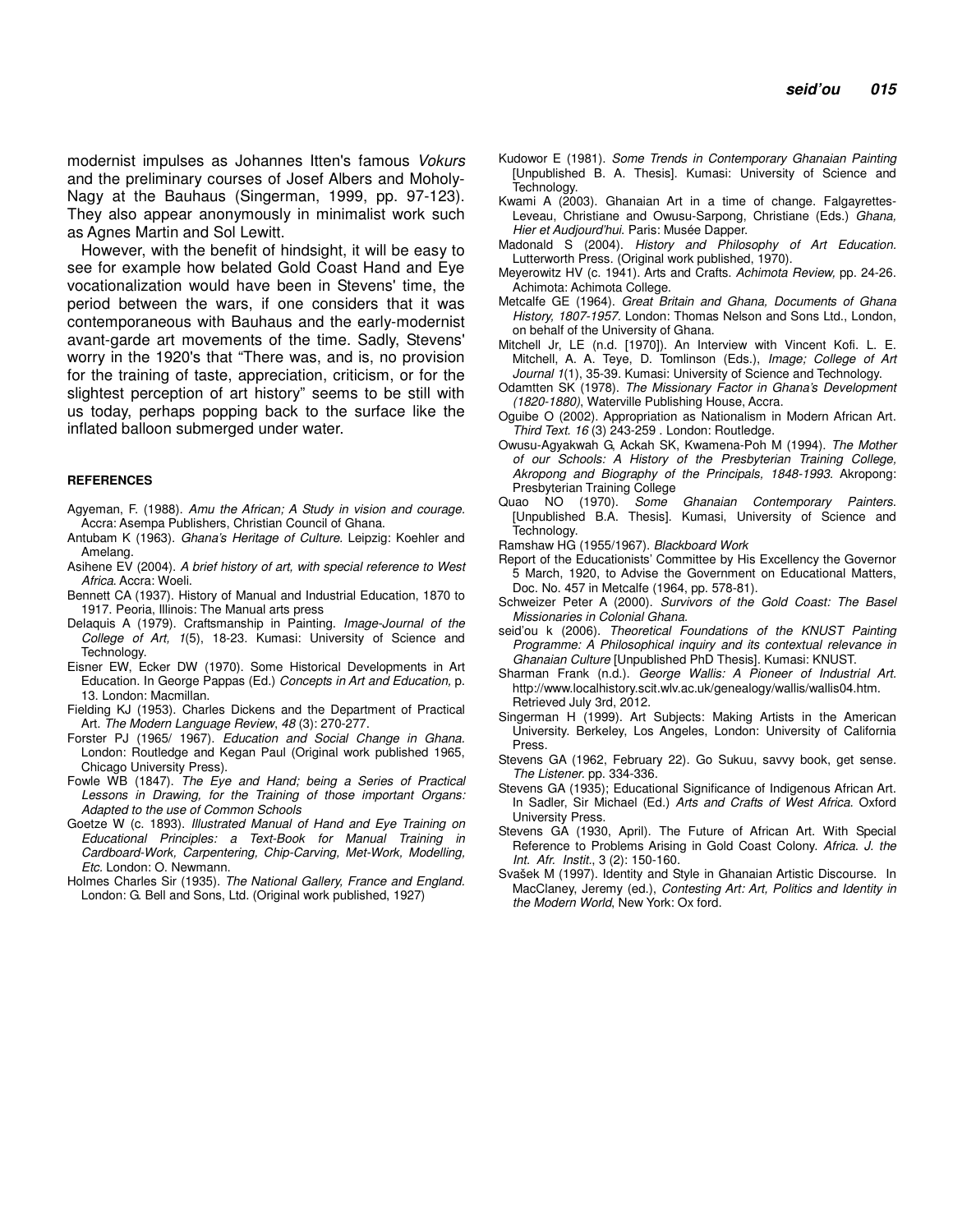modernist impulses as Johannes Itten's famous *Vokurs* and the preliminary courses of Josef Albers and Moholy-Nagy at the Bauhaus (Singerman, 1999, pp. 97-123). They also appear anonymously in minimalist work such as Agnes Martin and Sol Lewitt.

However, with the benefit of hindsight, it will be easy to see for example how belated Gold Coast Hand and Eye vocationalization would have been in Stevens' time, the period between the wars, if one considers that it was contemporaneous with Bauhaus and the early-modernist avant-garde art movements of the time. Sadly, Stevens' worry in the 1920's that "There was, and is, no provision for the training of taste, appreciation, criticism, or for the slightest perception of art history" seems to be still with us today, perhaps popping back to the surface like the inflated balloon submerged under water.

## REFERENCES

Agyeman, F. (1988). *Amu the African; A Study in vision and courage.* Accra: Asempa Publishers, Christian Council of Ghana.

Antubam K (1963). *Ghana's Heritage of Culture.* Leipzig: Koehler and Amelang.

Asihene EV (2004). *A brief history of art, with special reference to West Africa*. Accra: Woeli.

Bennett CA (1937). History of Manual and Industrial Education, 1870 to 1917. Peoria, Illinois: The Manual arts press

Delaquis A (1979). Craftsmanship in Painting. *Image-Journal of the College of Art, 1*(5), 18-23. Kumasi: University of Science and Technology.

Eisner EW, Ecker DW (1970). Some Historical Developments in Art Education. In George Pappas (Ed.) *Concepts in Art and Education,* p. 13. London: Macmillan.

Fielding KJ (1953). Charles Dickens and the Department of Practical Art. *The Modern Language Review*, *48* (3): 270-277.

Forster PJ (1965/ 1967). *Education and Social Change in Ghana.* London: Routledge and Kegan Paul (Original work published 1965, Chicago University Press).

Fowle WB (1847). *The Eye and Hand; being a Series of Practical Lessons in Drawing, for the Training of those important Organs: Adapted to the use of Common Schools*

Goetze W (c. 1893). *Illustrated Manual of Hand and Eye Training on Educational Principles: a Text-Book for Manual Training in Cardboard-Work, Carpentering, Chip-Carving, Met-Work, Modelling, Etc.* London: O. Newmann.

Holmes Charles Sir (1935). *The National Gallery, France and England.* London: G. Bell and Sons, Ltd. (Original work published, 1927)

Kudowor E (1981). *Some Trends in Contemporary Ghanaian Painting* [Unpublished B. A. Thesis]. Kumasi: University of Science and Technology.

Kwami A (2003). Ghanaian Art in a time of change. Falgayrettes-Leveau, Christiane and Owusu-Sarpong, Christiane (Eds.) *Ghana, Hier et Audjourd'hui.* Paris: Musée Dapper.

Madonald S (2004). *History and Philosophy of Art Education.* Lutterworth Press. (Original work published, 1970).

Meyerowitz HV (c. 1941). Arts and Crafts. *Achimota Review,* pp. 24-26. Achimota: Achimota College.

Metcalfe GE (1964). *Great Britain and Ghana, Documents of Ghana History, 1807-1957.* London: Thomas Nelson and Sons Ltd., London, on behalf of the University of Ghana.

Mitchell Jr, LE (n.d. [1970]). An Interview with Vincent Kofi. L. E. Mitchell, A. A. Teye, D. Tomlinson (Eds.), *Image; College of Art Journal 1*(1), 35-39. Kumasi: University of Science and Technology.

Odamtten SK (1978). *The Missionary Factor in Ghana's Development (1820-1880)*, Waterville Publishing House, Accra.

Oguibe O (2002). Appropriation as Nationalism in Modern African Art. *Third Text. 16* (3) 243-259 . London: Routledge.

Owusu-Agyakwah G, Ackah SK, Kwamena-Poh M (1994). *The Mother of our Schools: A History of the Presbyterian Training College, Akropong and Biography of the Principals, 1848-1993.* Akropong: Presbyterian Training College

Quao NO (1970). *Some Ghanaian Contemporary Painters.* [Unpublished B.A. Thesis]. Kumasi, University of Science and Technology.

Ramshaw HG (1955/1967). *Blackboard Work*

Report of the Educationists' Committee by His Excellency the Governor 5 March, 1920, to Advise the Government on Educational Matters, Doc. No. 457 in Metcalfe (1964, pp. 578-81).

Schweizer Peter A (2000). *Survivors of the Gold Coast: The Basel Missionaries in Colonial Ghana.*

seid'ou k (2006). *Theoretical Foundations of the KNUST Painting Programme: A Philosophical inquiry and its contextual relevance in Ghanaian Culture* [Unpublished PhD Thesis]. Kumasi: KNUST.

Sharman Frank (n.d.). *George Wallis: A Pioneer of Industrial Art.* http://www.localhistory.scit.wlv.ac.uk/genealogy/wallis/wallis04.htm. Retrieved July 3rd, 2012.

Singerman H (1999). Art Subjects: Making Artists in the American University. Berkeley, Los Angeles, London: University of California Press.

Stevens GA (1962, February 22). Go Sukuu, savvy book, get sense. *The Listener.* pp. 334-336.

Stevens GA (1935); Educational Significance of Indigenous African Art. In Sadler, Sir Michael (Ed.) *Arts and Crafts of West Africa.* Oxford University Press.

Stevens GA (1930, April). The Future of African Art. With Special Reference to Problems Arising in Gold Coast Colony. *Africa. J. the Int. Afr. Instit.*, 3 (2): 150-160.

Svašek M (1997). Identity and Style in Ghanaian Artistic Discourse. In MacClaney, Jeremy (ed.), *Contesting Art: Art, Politics and Identity in the Modern World*, New York: Ox ford.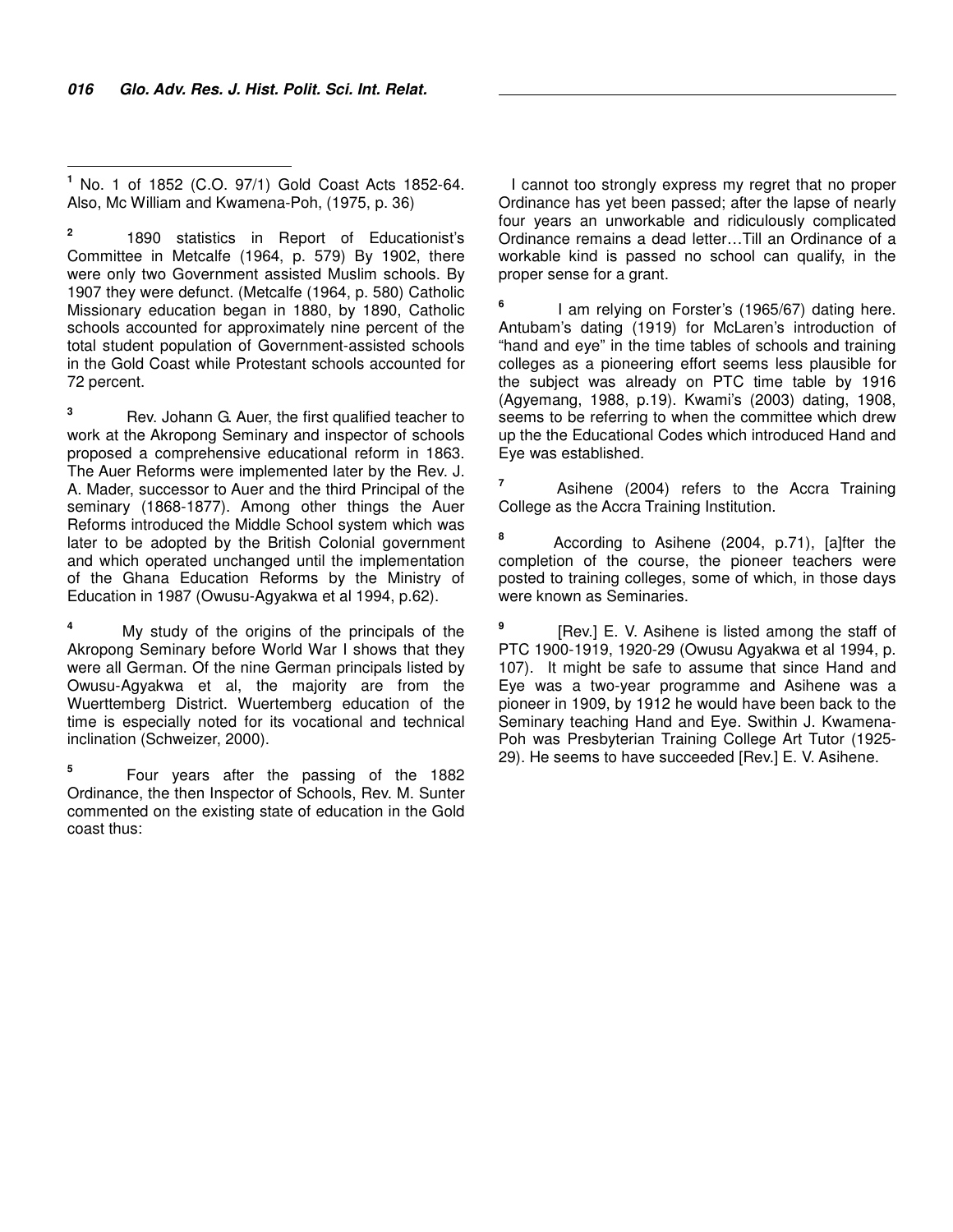[1] No. 1 of 1852 (C.O. 97/1) Gold Coast Acts 1852-64. Also, Mc William and Kwamena-Poh, (1975, p. 36)

[2] 1890 statistics in Report of Educationist's Committee in Metcalfe (1964, p. 579) By 1902, there were only two Government assisted Muslim schools. By 1907 they were defunct. (Metcalfe (1964, p. 580) Catholic Missionary education began in 1880, by 1890, Catholic schools accounted for approximately nine percent of the total student population of Government-assisted schools in the Gold Coast while Protestant schools accounted for 72 percent.

[3] Rev. Johann G. Auer, the first qualified teacher to work at the Akropong Seminary and inspector of schools proposed a comprehensive educational reform in 1863. The Auer Reforms were implemented later by the Rev. J. A. Mader, successor to Auer and the third Principal of the seminary (1868-1877). Among other things the Auer Reforms introduced the Middle School system which was later to be adopted by the British Colonial government and which operated unchanged until the implementation of the Ghana Education Reforms by the Ministry of Education in 1987 (Owusu-Agyakwa et al 1994, p.62).

[4] My study of the origins of the principals of the Akropong Seminary before World War I shows that they were all German. Of the nine German principals listed by Owusu-Agyakwa et al, the majority are from the Wuerttemberg District. Wuertemberg education of the time is especially noted for its vocational and technical inclination (Schweizer, 2000).

[5] Four years after the passing of the 1882 Ordinance, the then Inspector of Schools, Rev. M. Sunter commented on the existing state of education in the Gold coast thus:

I cannot too strongly express my regret that no proper Ordinance has yet been passed; after the lapse of nearly four years an unworkable and ridiculously complicated Ordinance remains a dead letter…Till an Ordinance of a workable kind is passed no school can qualify, in the proper sense for a grant.

[6] I am relying on Forster's (1965/67) dating here. Antubam's dating (1919) for McLaren's introduction of "hand and eye" in the time tables of schools and training colleges as a pioneering effort seems less plausible for the subject was already on PTC time table by 1916 (Agyemang, 1988, p.19). Kwami's (2003) dating, 1908, seems to be referring to when the committee which drew up the the Educational Codes which introduced Hand and Eye was established.

[7] Asihene (2004) refers to the Accra Training College as the Accra Training Institution.

[8] According to Asihene (2004, p.71), [a]fter the completion of the course, the pioneer teachers were posted to training colleges, some of which, in those days were known as Seminaries.

[9] [Rev.] E. V. Asihene is listed among the staff of PTC 1900-1919, 1920-29 (Owusu Agyakwa et al 1994, p. 107). It might be safe to assume that since Hand and Eye was a two-year programme and Asihene was a pioneer in 1909, by 1912 he would have been back to the Seminary teaching Hand and Eye. Swithin J. Kwamena-Poh was Presbyterian Training College Art Tutor (1925-29). He seems to have succeeded [Rev.] E. V. Asihene.